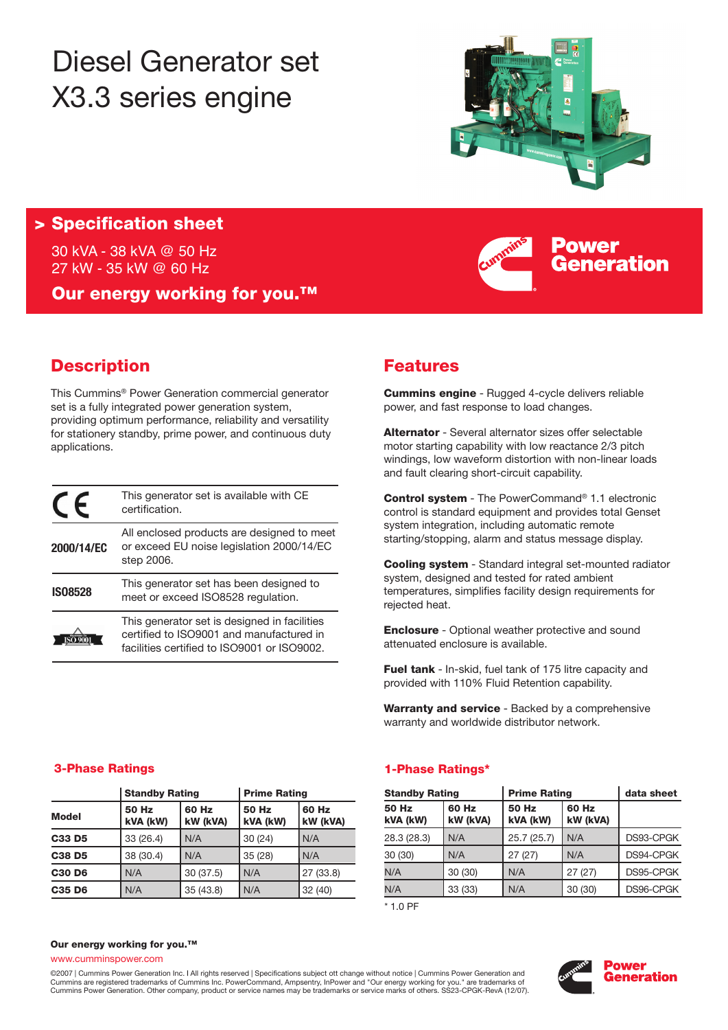# Diesel Generator set X3.3 series engine

## > Specification sheet

30 kVA - 38 kVA @ 50 Hz
27 kW - 35 kW @ 60 Hz

**Our energy working for you.™**

Power Generation

## Description

This Cummins® Power Generation commercial generator set is a fully integrated power generation system, providing optimum performance, reliability and versatility for stationery standby, prime power, and continuous duty applications.

| | |
|---|---|
| CE | This generator set is available with CE certification. |
| **2000/14/EC** | All enclosed products are designed to meet or exceed EU noise legislation 2000/14/EC step 2006. |
| **ISO8528** | This generator set has been designed to meet or exceed ISO8528 regulation. |
| ISO 9001 | This generator set is designed in facilities certified to ISO9001 and manufactured in facilities certified to ISO9001 or ISO9002. |

## Features

**Cummins engine** - Rugged 4-cycle delivers reliable power, and fast response to load changes.

**Alternator** - Several alternator sizes offer selectable motor starting capability with low reactance 2/3 pitch windings, low waveform distortion with non-linear loads and fault clearing short-circuit capability.

**Control system** - The PowerCommand® 1.1 electronic control is standard equipment and provides total Genset system integration, including automatic remote starting/stopping, alarm and status message display.

**Cooling system** - Standard integral set-mounted radiator system, designed and tested for rated ambient temperatures, simplifies facility design requirements for rejected heat.

**Enclosure** - Optional weather protective and sound attenuated enclosure is available.

**Fuel tank** - In-skid, fuel tank of 175 litre capacity and provided with 110% Fluid Retention capability.

**Warranty and service** - Backed by a comprehensive warranty and worldwide distributor network.

### 3-Phase Ratings

| | Standby Rating | | Prime Rating | |
|---|---|---|---|---|
| **Model** | **50 Hz kVA (kW)** | **60 Hz kW (kVA)** | **50 Hz kVA (kW)** | **60 Hz kW (kVA)** |
| **C33 D5** | 33 (26.4) | N/A | 30 (24) | N/A |
| **C38 D5** | 38 (30.4) | N/A | 35 (28) | N/A |
| **C30 D6** | N/A | 30 (37.5) | N/A | 27 (33.8) |
| **C35 D6** | N/A | 35 (43.8) | N/A | 32 (40) |

### 1-Phase Ratings*

| Standby Rating | | Prime Rating | | data sheet |
|---|---|---|---|---|
| **50 Hz kVA (kW)** | **60 Hz kW (kVA)** | **50 Hz kVA (kW)** | **60 Hz kW (kVA)** | |
| 28.3 (28.3) | N/A | 25.7 (25.7) | N/A | DS93-CPGK |
| 30 (30) | N/A | 27 (27) | N/A | DS94-CPGK |
| N/A | 30 (30) | N/A | 27 (27) | DS95-CPGK |
| N/A | 33 (33) | N/A | 30 (30) | DS96-CPGK |

\* 1.0 PF

**Our energy working for you.™**

www.cumminspower.com

©2007 | Cummins Power Generation Inc. I All rights reserved | Specifications subject ott change without notice | Cummins Power Generation and Cummins are registered trademarks of Cummins Inc. PowerCommand, Ampsentry, InPower and "Our energy working for you." are trademarks of Cummins Power Generation. Other company, product or service names may be trademarks or service marks of others. SS23-CPGK-RevA (12/07).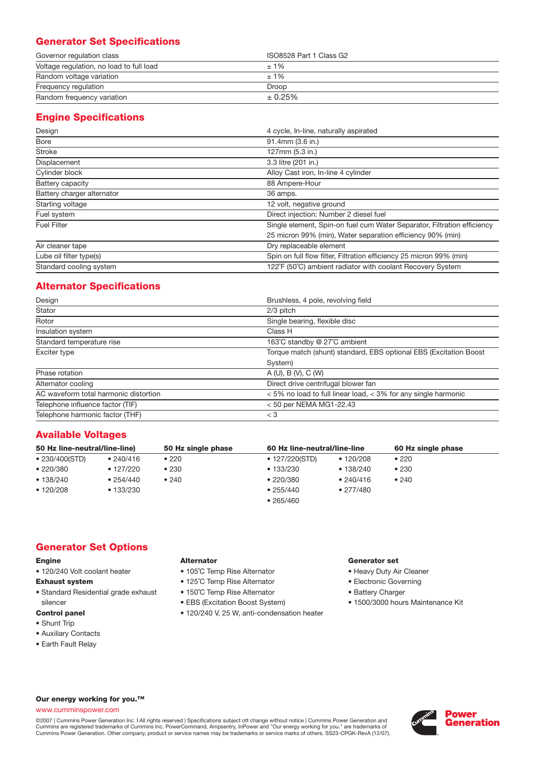## Generator Set Specifications

| | |
|---|---|
| Governor regulation class | ISO8528 Part 1 Class G2 |
| Voltage regulation, no load to full load | ± 1% |
| Random voltage variation | ± 1% |
| Frequency regulation | Droop |
| Random frequency variation | ± 0.25% |

## Engine Specifications

| | |
|---|---|
| Design | 4 cycle, In-line, naturally aspirated |
| Bore | 91.4mm (3.6 in.) |
| Stroke | 127mm (5.3 in.) |
| Displacement | 3.3 litre (201 in.) |
| Cylinder block | Alloy Cast iron, In-line 4 cylinder |
| Battery capacity | 88 Ampere-Hour |
| Battery charger alternator | 36 amps. |
| Starting voltage | 12 volt, negative ground |
| Fuel system | Direct injection: Number 2 diesel fuel |
| Fuel Filter | Single element, Spin-on fuel cum Water Separator, Filtration efficiency 25 micron 99% (min), Water separation efficiency 90% (min) |
| Air cleaner tape | Dry replaceable element |
| Lube oil filter type(s) | Spin on full flow filter, Filtration efficiency 25 micron 99% (min) |
| Standard cooling system | 122˚F (50˚C) ambient radiator with coolant Recovery System |

## Alternator Specifications

| | |
|---|---|
| Design | Brushless, 4 pole, revolving field |
| Stator | 2/3 pitch |
| Rotor | Single bearing, flexible disc |
| Insulation system | Class H |
| Standard temperature rise | 163˚C standby @ 27˚C ambient |
| Exciter type | Torque match (shunt) standard, EBS optional EBS (Excitation Boost System) |
| Phase rotation | A (U), B (V), C (W) |
| Alternator cooling | Direct drive centrifugal blower fan |
| AC waveform total harmonic distortion | < 5% no load to full linear load, < 3% for any single harmonic |
| Telephone influence factor (TIF) | < 50 per NEMA MG1-22.43 |
| Telephone harmonic factor (THF) | < 3 |

## Available Voltages

| 50 Hz line-neutral/line-line | | 50 Hz single phase | 60 Hz line-neutral/line-line | | 60 Hz single phase |
|---|---|---|---|---|---|
| • 230/400(STD) | • 240/416 | • 220 | • 127/220(STD) | • 120/208 | • 220 |
| • 220/380 | • 127/220 | • 230 | • 133/230 | • 138/240 | • 230 |
| • 138/240 | • 254/440 | • 240 | • 220/380 | • 240/416 | • 240 |
| • 120/208 | • 133/230 | | • 255/440 | • 277/480 | |
| | | | • 265/460 | | |

## Generator Set Options

**Engine**
- 120/240 Volt coolant heater

**Exhaust system**
- Standard Residential grade exhaust silencer

**Control panel**
- Shunt Trip
- Auxiliary Contacts
- Earth Fault Relay

**Alternator**
- 105˚C Temp Rise Alternator
- 125˚C Temp Rise Alternator
- 150˚C Temp Rise Alternator
- EBS (Excitation Boost System)
- 120/240 V, 25 W, anti-condensation heater

**Generator set**
- Heavy Duty Air Cleaner
- Electronic Governing
- Battery Charger
- 1500/3000 hours Maintenance Kit

**Our energy working for you.™**

www.cumminspower.com

©2007 | Cummins Power Generation Inc. I All rights reserved | Specifications subject ott change without notice | Cummins Power Generation and Cummins are registered trademarks of Cummins Inc. PowerCommand, Ampsentry, InPower and "Our energy working for you." are trademarks of Cummins Power Generation. Other company, product or service names may be trademarks or service marks of others. SS23-CPGK-RevA (12/07).

Power Generation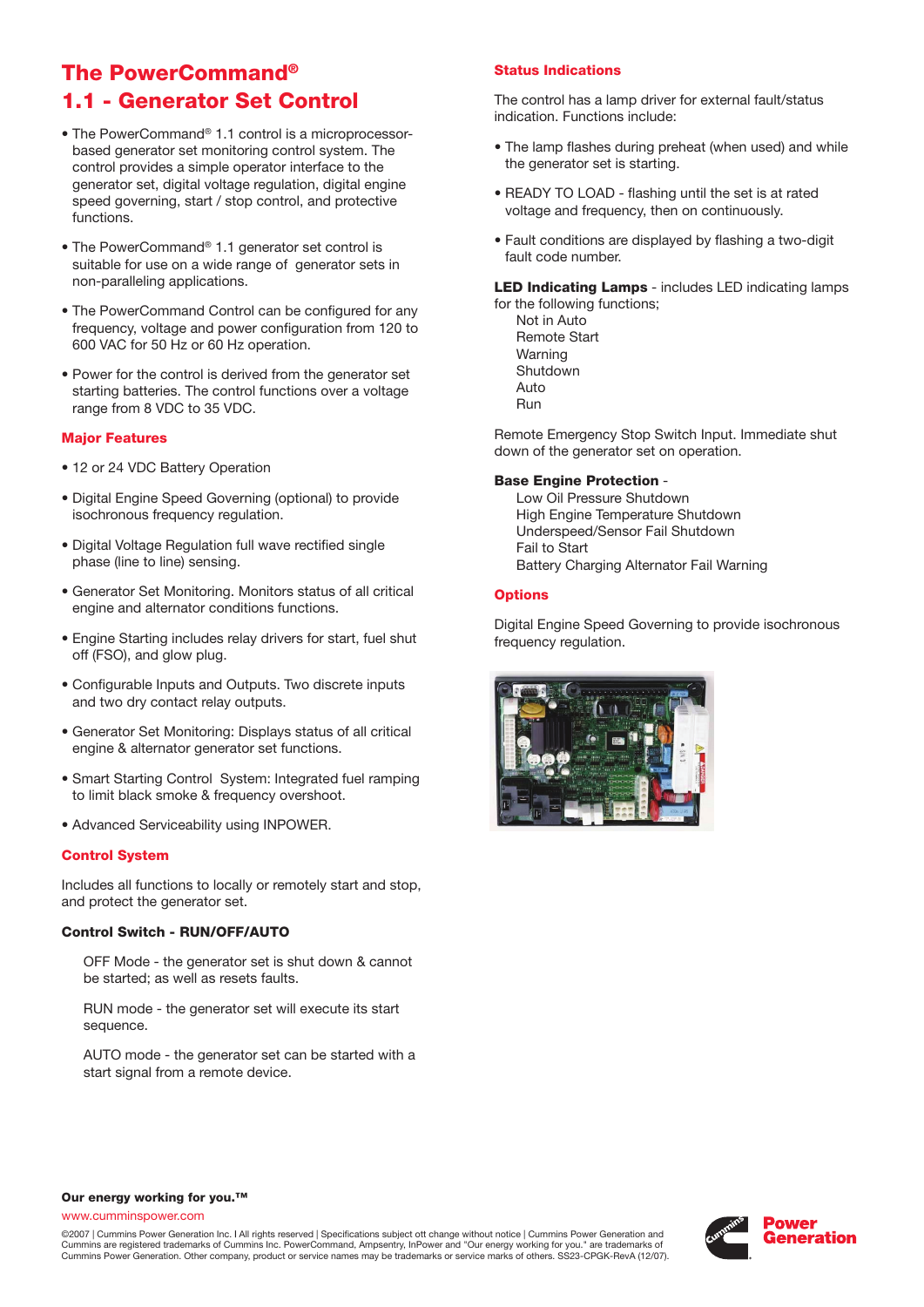# The PowerCommand® 1.1 - Generator Set Control

- The PowerCommand® 1.1 control is a microprocessor-based generator set monitoring control system. The control provides a simple operator interface to the generator set, digital voltage regulation, digital engine speed governing, start / stop control, and protective functions.
- The PowerCommand® 1.1 generator set control is suitable for use on a wide range of generator sets in non-paralleling applications.
- The PowerCommand Control can be configured for any frequency, voltage and power configuration from 120 to 600 VAC for 50 Hz or 60 Hz operation.
- Power for the control is derived from the generator set starting batteries. The control functions over a voltage range from 8 VDC to 35 VDC.

## Major Features

- 12 or 24 VDC Battery Operation
- Digital Engine Speed Governing (optional) to provide isochronous frequency regulation.
- Digital Voltage Regulation full wave rectified single phase (line to line) sensing.
- Generator Set Monitoring. Monitors status of all critical engine and alternator conditions functions.
- Engine Starting includes relay drivers for start, fuel shut off (FSO), and glow plug.
- Configurable Inputs and Outputs. Two discrete inputs and two dry contact relay outputs.
- Generator Set Monitoring: Displays status of all critical engine & alternator generator set functions.
- Smart Starting Control System: Integrated fuel ramping to limit black smoke & frequency overshoot.
- Advanced Serviceability using INPOWER.

## Control System

Includes all functions to locally or remotely start and stop, and protect the generator set.

**Control Switch - RUN/OFF/AUTO**

OFF Mode - the generator set is shut down & cannot be started; as well as resets faults.

RUN mode - the generator set will execute its start sequence.

AUTO mode - the generator set can be started with a start signal from a remote device.

## Status Indications

The control has a lamp driver for external fault/status indication. Functions include:

- The lamp flashes during preheat (when used) and while the generator set is starting.
- READY TO LOAD - flashing until the set is at rated voltage and frequency, then on continuously.
- Fault conditions are displayed by flashing a two-digit fault code number.

**LED Indicating Lamps** - includes LED indicating lamps for the following functions;

Not in Auto
Remote Start
Warning
Shutdown
Auto
Run

Remote Emergency Stop Switch Input. Immediate shut down of the generator set on operation.

**Base Engine Protection** -

Low Oil Pressure Shutdown
High Engine Temperature Shutdown
Underspeed/Sensor Fail Shutdown
Fail to Start
Battery Charging Alternator Fail Warning

## Options

Digital Engine Speed Governing to provide isochronous frequency regulation.

**Our energy working for you.™**

www.cumminspower.com

©2007 | Cummins Power Generation Inc. I All rights reserved | Specifications subject ott change without notice | Cummins Power Generation and Cummins are registered trademarks of Cummins Inc. PowerCommand, Ampsentry, InPower and "Our energy working for you." are trademarks of Cummins Power Generation. Other company, product or service names may be trademarks or service marks of others. SS23-CPGK-RevA (12/07).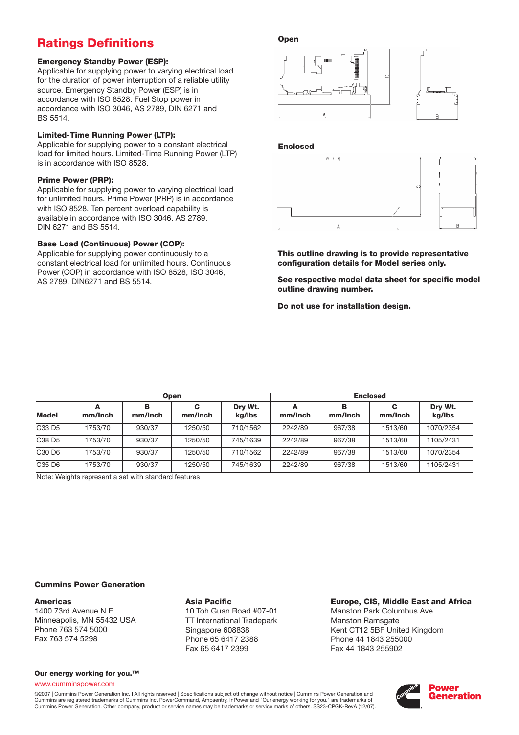## Ratings Definitions

**Emergency Standby Power (ESP):**
Applicable for supplying power to varying electrical load for the duration of power interruption of a reliable utility source. Emergency Standby Power (ESP) is in accordance with ISO 8528. Fuel Stop power in accordance with ISO 3046, AS 2789, DIN 6271 and BS 5514.

**Limited-Time Running Power (LTP):**
Applicable for supplying power to a constant electrical load for limited hours. Limited-Time Running Power (LTP) is in accordance with ISO 8528.

**Prime Power (PRP):**
Applicable for supplying power to varying electrical load for unlimited hours. Prime Power (PRP) is in accordance with ISO 8528. Ten percent overload capability is available in accordance with ISO 3046, AS 2789, DIN 6271 and BS 5514.

**Base Load (Continuous) Power (COP):**
Applicable for supplying power continuously to a constant electrical load for unlimited hours. Continuous Power (COP) in accordance with ISO 8528, ISO 3046, AS 2789, DIN6271 and BS 5514.

**Open**

A

B

C

**Enclosed**

A

B

C

**This outline drawing is to provide representative configuration details for Model series only.**

**See respective model data sheet for specific model outline drawing number.**

**Do not use for installation design.**

| | Open | | | | Enclosed | | | |
|---|---|---|---|---|---|---|---|---|
| **Model** | **A mm/Inch** | **B mm/Inch** | **C mm/Inch** | **Dry Wt. kg/lbs** | **A mm/Inch** | **B mm/Inch** | **C mm/Inch** | **Dry Wt. kg/lbs** |
| C33 D5 | 1753/70 | 930/37 | 1250/50 | 710/1562 | 2242/89 | 967/38 | 1513/60 | 1070/2354 |
| C38 D5 | 1753/70 | 930/37 | 1250/50 | 745/1639 | 2242/89 | 967/38 | 1513/60 | 1105/2431 |
| C30 D6 | 1753/70 | 930/37 | 1250/50 | 710/1562 | 2242/89 | 967/38 | 1513/60 | 1070/2354 |
| C35 D6 | 1753/70 | 930/37 | 1250/50 | 745/1639 | 2242/89 | 967/38 | 1513/60 | 1105/2431 |

Note: Weights represent a set with standard features

**Cummins Power Generation**

**Americas**
1400 73rd Avenue N.E.
Minneapolis, MN 55432 USA
Phone 763 574 5000
Fax 763 574 5298

**Asia Pacific**
10 Toh Guan Road #07-01
TT International Tradepark
Singapore 608838
Phone 65 6417 2388
Fax 65 6417 2399

**Europe, CIS, Middle East and Africa**
Manston Park Columbus Ave
Manston Ramsgate
Kent CT12 5BF United Kingdom
Phone 44 1843 255000
Fax 44 1843 255902

**Our energy working for you.™**

www.cumminspower.com

©2007 | Cummins Power Generation Inc. I All rights reserved | Specifications subject ott change without notice | Cummins Power Generation and Cummins are registered trademarks of Cummins Inc. PowerCommand, Ampsentry, InPower and "Our energy working for you." are trademarks of Cummins Power Generation. Other company, product or service names may be trademarks or service marks of others. SS23-CPGK-RevA (12/07).

Power Generation